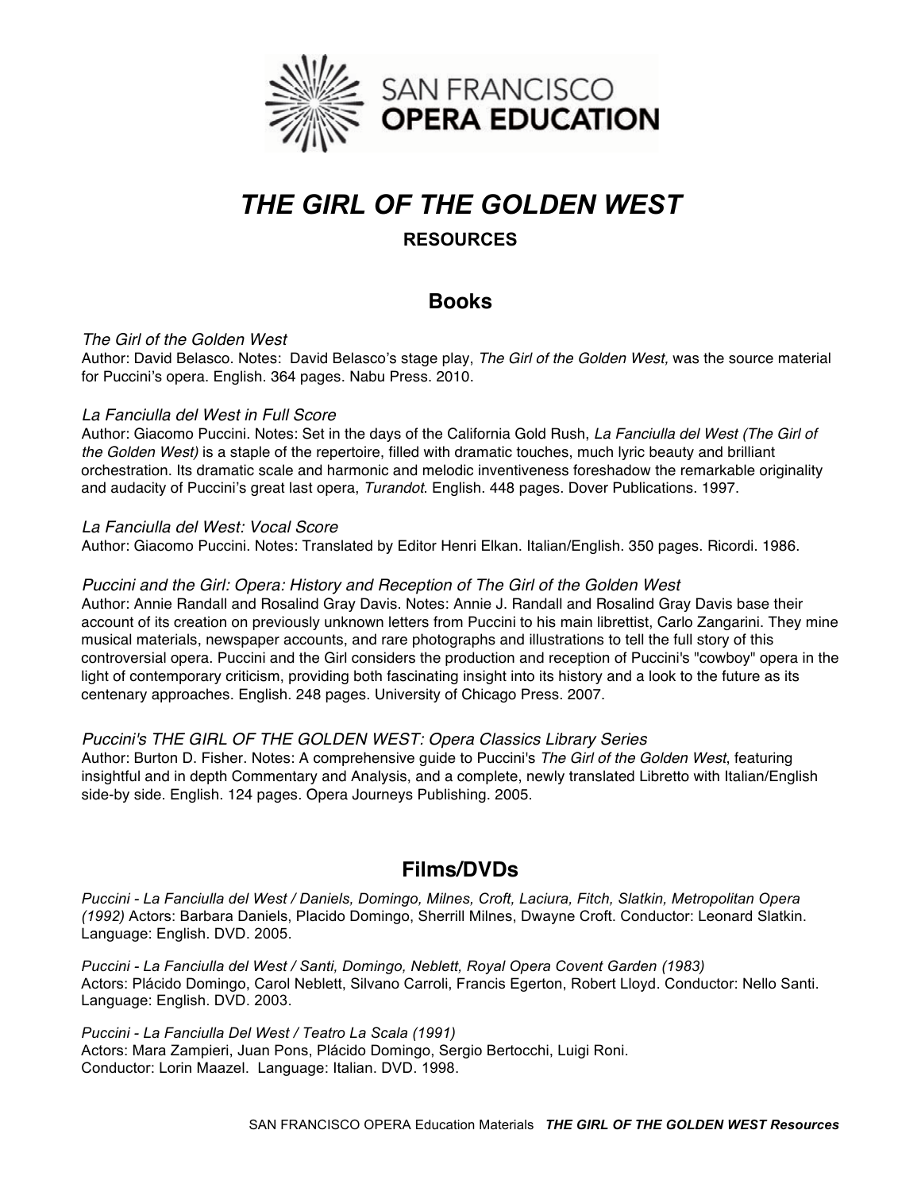SAN FRANCISCO **OPERA EDUCATION**

# *THE GIRL OF THE GOLDEN WEST*

**RESOURCES**

## Books

*The Girl of the Golden West*
Author: David Belasco. Notes: David Belasco's stage play, *The Girl of the Golden West,* was the source material for Puccini's opera. English. 364 pages. Nabu Press. 2010.

*La Fanciulla del West in Full Score*
Author: Giacomo Puccini. Notes: Set in the days of the California Gold Rush, *La Fanciulla del West (The Girl of the Golden West)* is a staple of the repertoire, filled with dramatic touches, much lyric beauty and brilliant orchestration. Its dramatic scale and harmonic and melodic inventiveness foreshadow the remarkable originality and audacity of Puccini's great last opera, *Turandot*. English. 448 pages. Dover Publications. 1997.

*La Fanciulla del West: Vocal Score*
Author: Giacomo Puccini. Notes: Translated by Editor Henri Elkan. Italian/English. 350 pages. Ricordi. 1986.

*Puccini and the Girl: Opera: History and Reception of The Girl of the Golden West*
Author: Annie Randall and Rosalind Gray Davis. Notes: Annie J. Randall and Rosalind Gray Davis base their account of its creation on previously unknown letters from Puccini to his main librettist, Carlo Zangarini. They mine musical materials, newspaper accounts, and rare photographs and illustrations to tell the full story of this controversial opera. Puccini and the Girl considers the production and reception of Puccini's "cowboy" opera in the light of contemporary criticism, providing both fascinating insight into its history and a look to the future as its centenary approaches. English. 248 pages. University of Chicago Press. 2007.

*Puccini's THE GIRL OF THE GOLDEN WEST: Opera Classics Library Series*
Author: Burton D. Fisher. Notes: A comprehensive guide to Puccini's *The Girl of the Golden West*, featuring insightful and in depth Commentary and Analysis, and a complete, newly translated Libretto with Italian/English side-by side. English. 124 pages. Opera Journeys Publishing. 2005.

## Films/DVDs

*Puccini - La Fanciulla del West / Daniels, Domingo, Milnes, Croft, Laciura, Fitch, Slatkin, Metropolitan Opera (1992)* Actors: Barbara Daniels, Placido Domingo, Sherrill Milnes, Dwayne Croft. Conductor: Leonard Slatkin. Language: English. DVD. 2005.

*Puccini - La Fanciulla del West / Santi, Domingo, Neblett, Royal Opera Covent Garden (1983)*
Actors: Plácido Domingo, Carol Neblett, Silvano Carroli, Francis Egerton, Robert Lloyd. Conductor: Nello Santi. Language: English. DVD. 2003.

*Puccini - La Fanciulla Del West / Teatro La Scala (1991)*
Actors: Mara Zampieri, Juan Pons, Plácido Domingo, Sergio Bertocchi, Luigi Roni.
Conductor: Lorin Maazel. Language: Italian. DVD. 1998.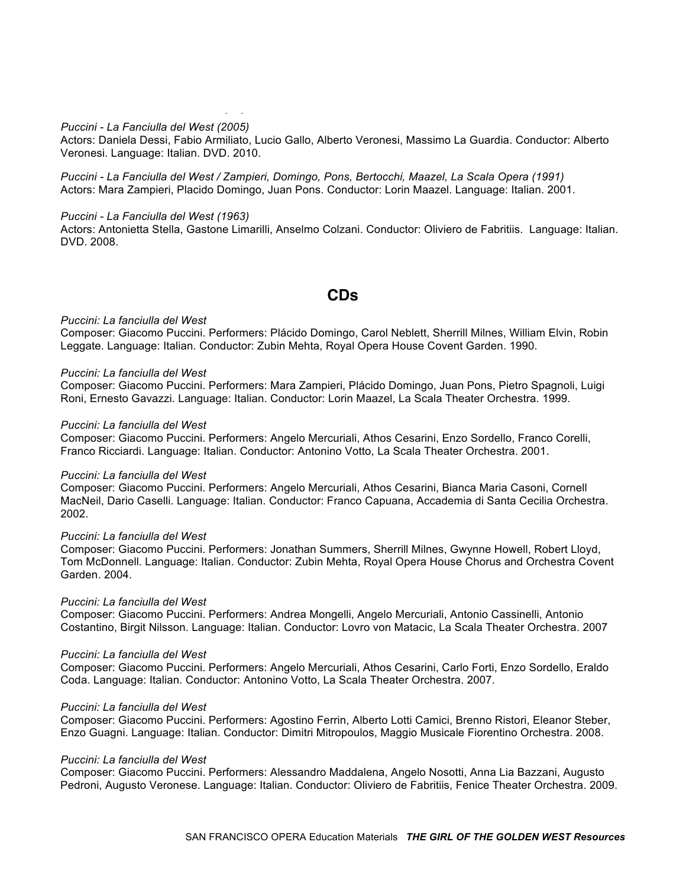*Puccini - La Fanciulla del West (2005)*
Actors: Daniela Dessi, Fabio Armiliato, Lucio Gallo, Alberto Veronesi, Massimo La Guardia. Conductor: Alberto Veronesi. Language: Italian. DVD. 2010.

*Puccini - La Fanciulla del West / Zampieri, Domingo, Pons, Bertocchi, Maazel, La Scala Opera (1991)*
Actors: Mara Zampieri, Placido Domingo, Juan Pons. Conductor: Lorin Maazel. Language: Italian. 2001.

*Puccini - La Fanciulla del West (1963)*
Actors: Antonietta Stella, Gastone Limarilli, Anselmo Colzani. Conductor: Oliviero de Fabritiis. Language: Italian. DVD. 2008.

## CDs

*Puccini: La fanciulla del West*
Composer: Giacomo Puccini. Performers: Plácido Domingo, Carol Neblett, Sherrill Milnes, William Elvin, Robin Leggate. Language: Italian. Conductor: Zubin Mehta, Royal Opera House Covent Garden. 1990.

*Puccini: La fanciulla del West*
Composer: Giacomo Puccini. Performers: Mara Zampieri, Plácido Domingo, Juan Pons, Pietro Spagnoli, Luigi Roni, Ernesto Gavazzi. Language: Italian. Conductor: Lorin Maazel, La Scala Theater Orchestra. 1999.

*Puccini: La fanciulla del West*
Composer: Giacomo Puccini. Performers: Angelo Mercuriali, Athos Cesarini, Enzo Sordello, Franco Corelli, Franco Ricciardi. Language: Italian. Conductor: Antonino Votto, La Scala Theater Orchestra. 2001.

*Puccini: La fanciulla del West*
Composer: Giacomo Puccini. Performers: Angelo Mercuriali, Athos Cesarini, Bianca Maria Casoni, Cornell MacNeil, Dario Caselli. Language: Italian. Conductor: Franco Capuana, Accademia di Santa Cecilia Orchestra. 2002.

*Puccini: La fanciulla del West*
Composer: Giacomo Puccini. Performers: Jonathan Summers, Sherrill Milnes, Gwynne Howell, Robert Lloyd, Tom McDonnell. Language: Italian. Conductor: Zubin Mehta, Royal Opera House Chorus and Orchestra Covent Garden. 2004.

*Puccini: La fanciulla del West*
Composer: Giacomo Puccini. Performers: Andrea Mongelli, Angelo Mercuriali, Antonio Cassinelli, Antonio Costantino, Birgit Nilsson. Language: Italian. Conductor: Lovro von Matacic, La Scala Theater Orchestra. 2007

*Puccini: La fanciulla del West*
Composer: Giacomo Puccini. Performers: Angelo Mercuriali, Athos Cesarini, Carlo Forti, Enzo Sordello, Eraldo Coda. Language: Italian. Conductor: Antonino Votto, La Scala Theater Orchestra. 2007.

*Puccini: La fanciulla del West*
Composer: Giacomo Puccini. Performers: Agostino Ferrin, Alberto Lotti Camici, Brenno Ristori, Eleanor Steber, Enzo Guagni. Language: Italian. Conductor: Dimitri Mitropoulos, Maggio Musicale Fiorentino Orchestra. 2008.

*Puccini: La fanciulla del West*
Composer: Giacomo Puccini. Performers: Alessandro Maddalena, Angelo Nosotti, Anna Lia Bazzani, Augusto Pedroni, Augusto Veronese. Language: Italian. Conductor: Oliviero de Fabritiis, Fenice Theater Orchestra. 2009.